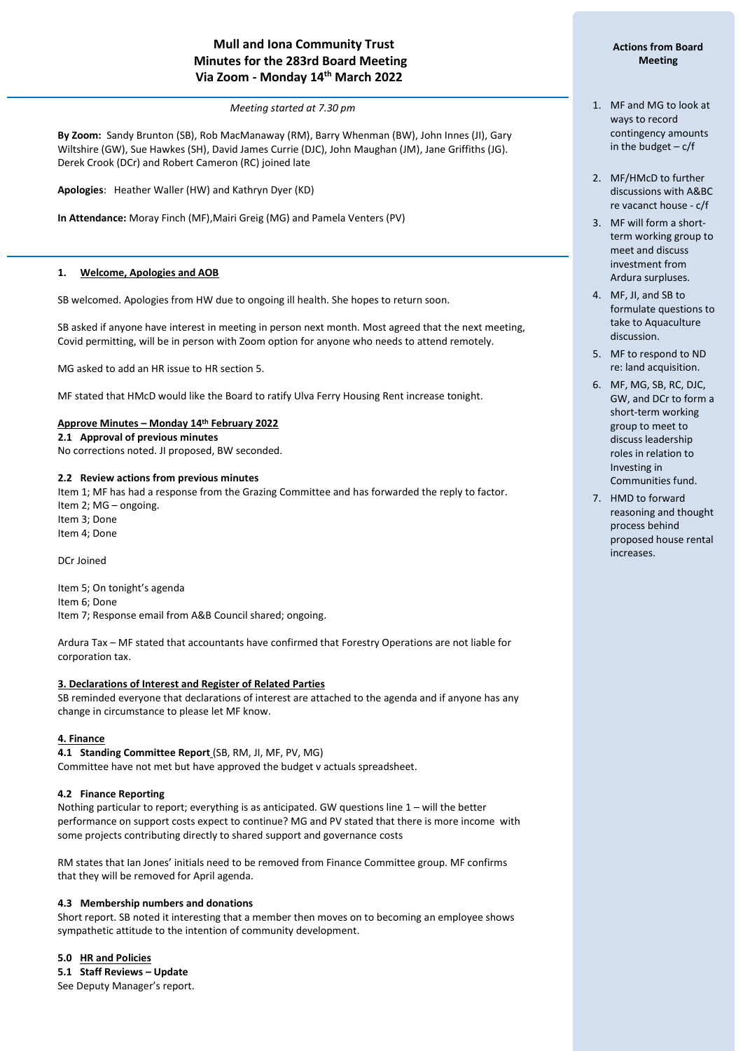# Mull and Iona Community Trust
## Minutes for the 283rd Board Meeting
## Via Zoom - Monday 14th March 2022

*Meeting started at 7.30 pm*

**By Zoom:** Sandy Brunton (SB), Rob MacManaway (RM), Barry Whenman (BW), John Innes (JI), Gary Wiltshire (GW), Sue Hawkes (SH), David James Currie (DJC), John Maughan (JM), Jane Griffiths (JG). Derek Crook (DCr) and Robert Cameron (RC) joined late

**Apologies**: Heather Waller (HW) and Kathryn Dyer (KD)

**In Attendance:** Moray Finch (MF),Mairi Greig (MG) and Pamela Venters (PV)

### 1. Welcome, Apologies and AOB

SB welcomed. Apologies from HW due to ongoing ill health. She hopes to return soon.

SB asked if anyone have interest in meeting in person next month. Most agreed that the next meeting, Covid permitting, will be in person with Zoom option for anyone who needs to attend remotely.

MG asked to add an HR issue to HR section 5.

MF stated that HMcD would like the Board to ratify Ulva Ferry Housing Rent increase tonight.

### Approve Minutes – Monday 14th February 2022

**2.1 Approval of previous minutes**

No corrections noted. JI proposed, BW seconded.

**2.2 Review actions from previous minutes**

Item 1; MF has had a response from the Grazing Committee and has forwarded the reply to factor.
Item 2; MG – ongoing.
Item 3; Done
Item 4; Done

DCr Joined

Item 5; On tonight's agenda
Item 6; Done
Item 7; Response email from A&B Council shared; ongoing.

Ardura Tax – MF stated that accountants have confirmed that Forestry Operations are not liable for corporation tax.

### 3. Declarations of Interest and Register of Related Parties

SB reminded everyone that declarations of interest are attached to the agenda and if anyone has any change in circumstance to please let MF know.

### 4. Finance

**4.1 Standing Committee Report** (SB, RM, JI, MF, PV, MG)

Committee have not met but have approved the budget v actuals spreadsheet.

**4.2 Finance Reporting**

Nothing particular to report; everything is as anticipated. GW questions line 1 – will the better performance on support costs expect to continue? MG and PV stated that there is more income with some projects contributing directly to shared support and governance costs

RM states that Ian Jones' initials need to be removed from Finance Committee group. MF confirms that they will be removed for April agenda.

**4.3 Membership numbers and donations**

Short report. SB noted it interesting that a member then moves on to becoming an employee shows sympathetic attitude to the intention of community development.

### 5.0 HR and Policies

**5.1 Staff Reviews – Update**

See Deputy Manager's report.

---

**Actions from Board Meeting**

1. MF and MG to look at ways to record contingency amounts in the budget – c/f
2. MF/HMcD to further discussions with A&BC re vacant house - c/f
3. MF will form a short-term working group to meet and discuss investment from Ardura surpluses.
4. MF, JI, and SB to formulate questions to take to Aquaculture discussion.
5. MF to respond to ND re: land acquisition.
6. MF, MG, SB, RC, DJC, GW, and DCr to form a short-term working group to meet to discuss leadership roles in relation to Investing in Communities fund.
7. HMD to forward reasoning and thought process behind proposed house rental increases.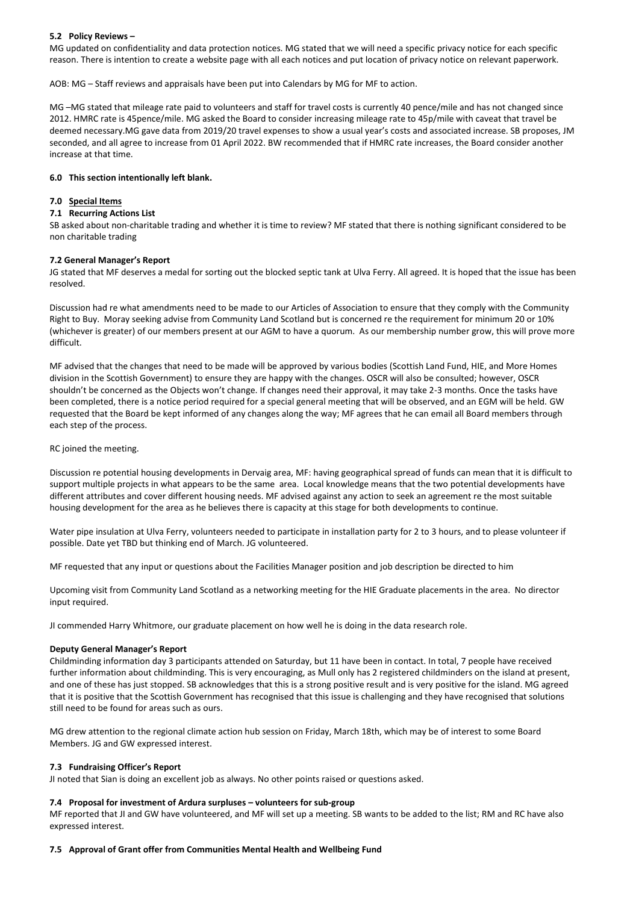### 5.2 Policy Reviews –

MG updated on confidentiality and data protection notices. MG stated that we will need a specific privacy notice for each specific reason. There is intention to create a website page with all each notices and put location of privacy notice on relevant paperwork.

AOB: MG – Staff reviews and appraisals have been put into Calendars by MG for MF to action.

MG –MG stated that mileage rate paid to volunteers and staff for travel costs is currently 40 pence/mile and has not changed since 2012. HMRC rate is 45pence/mile. MG asked the Board to consider increasing mileage rate to 45p/mile with caveat that travel be deemed necessary.MG gave data from 2019/20 travel expenses to show a usual year's costs and associated increase. SB proposes, JM seconded, and all agree to increase from 01 April 2022. BW recommended that if HMRC rate increases, the Board consider another increase at that time.

### 6.0 This section intentionally left blank.

### 7.0 Special Items

### 7.1 Recurring Actions List

SB asked about non-charitable trading and whether it is time to review? MF stated that there is nothing significant considered to be non charitable trading

### 7.2 General Manager's Report

JG stated that MF deserves a medal for sorting out the blocked septic tank at Ulva Ferry. All agreed. It is hoped that the issue has been resolved.

Discussion had re what amendments need to be made to our Articles of Association to ensure that they comply with the Community Right to Buy. Moray seeking advise from Community Land Scotland but is concerned re the requirement for minimum 20 or 10% (whichever is greater) of our members present at our AGM to have a quorum. As our membership number grow, this will prove more difficult.

MF advised that the changes that need to be made will be approved by various bodies (Scottish Land Fund, HIE, and More Homes division in the Scottish Government) to ensure they are happy with the changes. OSCR will also be consulted; however, OSCR shouldn't be concerned as the Objects won't change. If changes need their approval, it may take 2-3 months. Once the tasks have been completed, there is a notice period required for a special general meeting that will be observed, and an EGM will be held. GW requested that the Board be kept informed of any changes along the way; MF agrees that he can email all Board members through each step of the process.

RC joined the meeting.

Discussion re potential housing developments in Dervaig area, MF: having geographical spread of funds can mean that it is difficult to support multiple projects in what appears to be the same area. Local knowledge means that the two potential developments have different attributes and cover different housing needs. MF advised against any action to seek an agreement re the most suitable housing development for the area as he believes there is capacity at this stage for both developments to continue.

Water pipe insulation at Ulva Ferry, volunteers needed to participate in installation party for 2 to 3 hours, and to please volunteer if possible. Date yet TBD but thinking end of March. JG volunteered.

MF requested that any input or questions about the Facilities Manager position and job description be directed to him

Upcoming visit from Community Land Scotland as a networking meeting for the HIE Graduate placements in the area. No director input required.

JI commended Harry Whitmore, our graduate placement on how well he is doing in the data research role.

**Deputy General Manager's Report**

Childminding information day 3 participants attended on Saturday, but 11 have been in contact. In total, 7 people have received further information about childminding. This is very encouraging, as Mull only has 2 registered childminders on the island at present, and one of these has just stopped. SB acknowledges that this is a strong positive result and is very positive for the island. MG agreed that it is positive that the Scottish Government has recognised that this issue is challenging and they have recognised that solutions still need to be found for areas such as ours.

MG drew attention to the regional climate action hub session on Friday, March 18th, which may be of interest to some Board Members. JG and GW expressed interest.

### 7.3 Fundraising Officer's Report

JI noted that Sian is doing an excellent job as always. No other points raised or questions asked.

### 7.4 Proposal for investment of Ardura surpluses – volunteers for sub-group

MF reported that JI and GW have volunteered, and MF will set up a meeting. SB wants to be added to the list; RM and RC have also expressed interest.

### 7.5 Approval of Grant offer from Communities Mental Health and Wellbeing Fund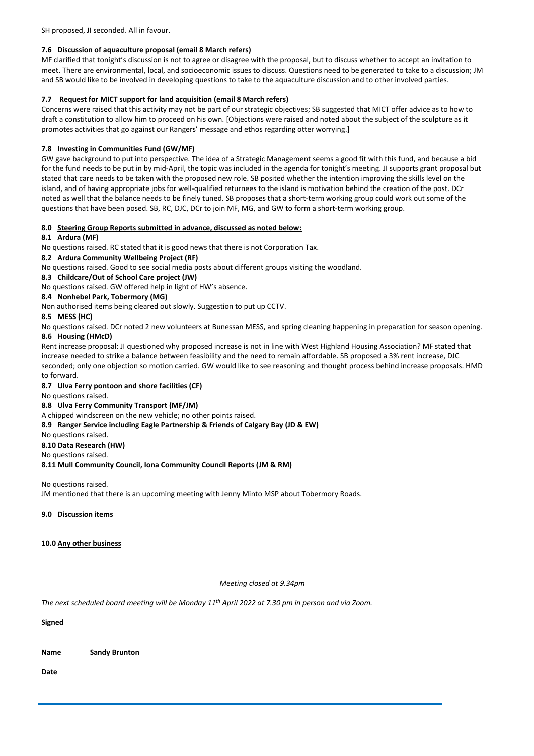SH proposed, JI seconded. All in favour.

### 7.6 Discussion of aquaculture proposal (email 8 March refers)

MF clarified that tonight's discussion is not to agree or disagree with the proposal, but to discuss whether to accept an invitation to meet. There are environmental, local, and socioeconomic issues to discuss. Questions need to be generated to take to a discussion; JM and SB would like to be involved in developing questions to take to the aquaculture discussion and to other involved parties.

### 7.7 Request for MICT support for land acquisition (email 8 March refers)

Concerns were raised that this activity may not be part of our strategic objectives; SB suggested that MICT offer advice as to how to draft a constitution to allow him to proceed on his own. [Objections were raised and noted about the subject of the sculpture as it promotes activities that go against our Rangers' message and ethos regarding otter worrying.]

### 7.8 Investing in Communities Fund (GW/MF)

GW gave background to put into perspective. The idea of a Strategic Management seems a good fit with this fund, and because a bid for the fund needs to be put in by mid-April, the topic was included in the agenda for tonight's meeting. JI supports grant proposal but stated that care needs to be taken with the proposed new role. SB posited whether the intention improving the skills level on the island, and of having appropriate jobs for well-qualified returnees to the island is motivation behind the creation of the post. DCr noted as well that the balance needs to be finely tuned. SB proposes that a short-term working group could work out some of the questions that have been posed. SB, RC, DJC, DCr to join MF, MG, and GW to form a short-term working group.

## 8.0 <u>Steering Group Reports submitted in advance, discussed as noted below:</u>

**8.1 Ardura (MF)**

No questions raised. RC stated that it is good news that there is not Corporation Tax.

**8.2 Ardura Community Wellbeing Project (RF)**

No questions raised. Good to see social media posts about different groups visiting the woodland.

**8.3 Childcare/Out of School Care project (JW)**

No questions raised. GW offered help in light of HW's absence.

**8.4 Nonhebel Park, Tobermory (MG)**

Non authorised items being cleared out slowly. Suggestion to put up CCTV.

**8.5 MESS (HC)**

No questions raised. DCr noted 2 new volunteers at Bunessan MESS, and spring cleaning happening in preparation for season opening.

**8.6 Housing (HMcD)**

Rent increase proposal: JI questioned why proposed increase is not in line with West Highland Housing Association? MF stated that increase needed to strike a balance between feasibility and the need to remain affordable. SB proposed a 3% rent increase, DJC seconded; only one objection so motion carried. GW would like to see reasoning and thought process behind increase proposals. HMD to forward.

**8.7 Ulva Ferry pontoon and shore facilities (CF)**

No questions raised.

**8.8 Ulva Ferry Community Transport (MF/JM)**

A chipped windscreen on the new vehicle; no other points raised.

**8.9 Ranger Service including Eagle Partnership & Friends of Calgary Bay (JD & EW)**

No questions raised.

**8.10 Data Research (HW)**

No questions raised.

**8.11 Mull Community Council, Iona Community Council Reports (JM & RM)**

No questions raised.

JM mentioned that there is an upcoming meeting with Jenny Minto MSP about Tobermory Roads.

## 9.0 <u>Discussion items</u>

## 10.0 <u>Any other business</u>

*<u>Meeting closed at 9.34pm</u>*

*The next scheduled board meeting will be Monday 11th April 2022 at 7.30 pm in person and via Zoom.*

**Signed**

**Name** **Sandy Brunton**

**Date**